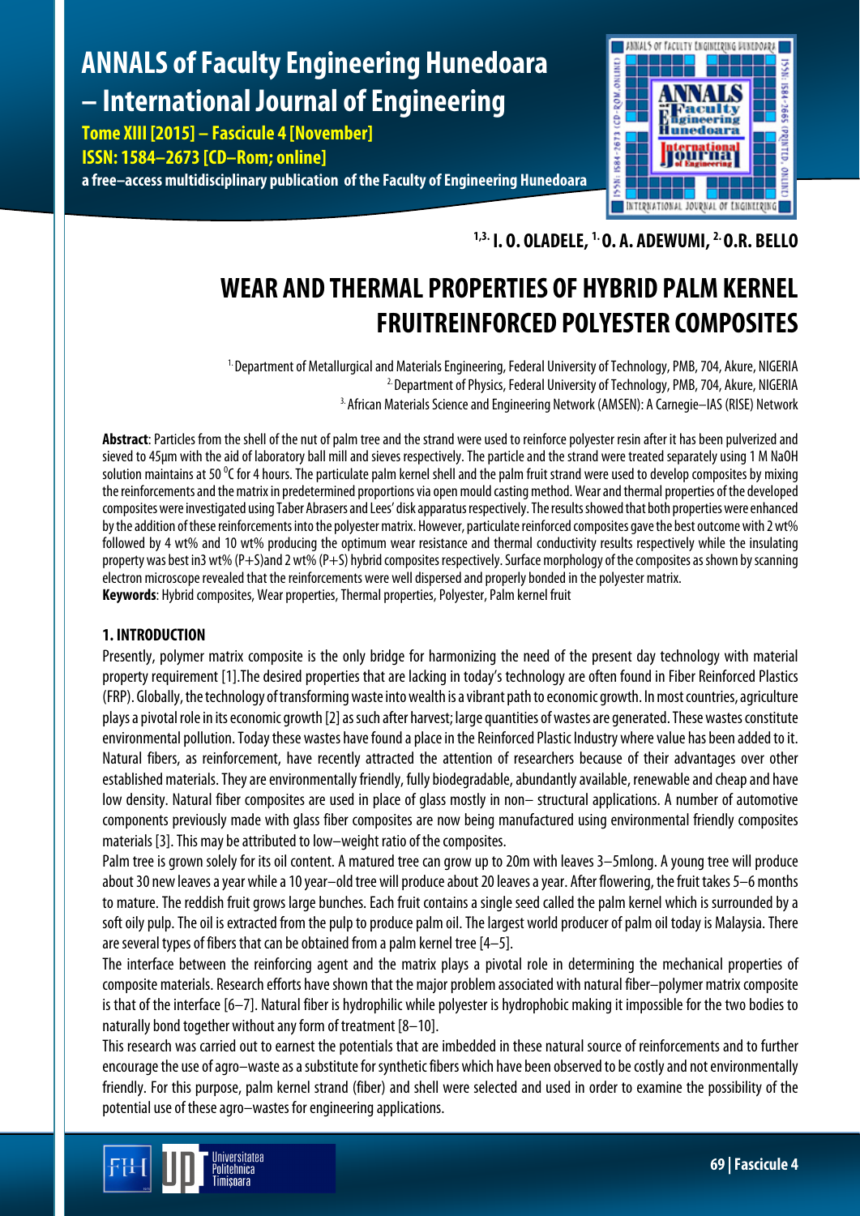# ANNALS of Faculty Engineering Hunedoara – International Journal of Engineering

**Tome XIII [2015] – Fascicule 4 [November]**
**ISSN: 1584–2673 [CD–Rom; online]**
**a free–access multidisciplinary publication of the Faculty of Engineering Hunedoara**

**[1,3.] I. O. OLADELE, [1.] O. A. ADEWUMI, [2.] O.R. BELLO**

# WEAR AND THERMAL PROPERTIES OF HYBRID PALM KERNEL FRUITREINFORCED POLYESTER COMPOSITES

[1.] Department of Metallurgical and Materials Engineering, Federal University of Technology, PMB, 704, Akure, NIGERIA
[2.] Department of Physics, Federal University of Technology, PMB, 704, Akure, NIGERIA
[3.] African Materials Science and Engineering Network (AMSEN): A Carnegie–IAS (RISE) Network

**Abstract**: Particles from the shell of the nut of palm tree and the strand were used to reinforce polyester resin after it has been pulverized and sieved to 45μm with the aid of laboratory ball mill and sieves respectively. The particle and the strand were treated separately using 1 M NaOH solution maintains at 50 $^0$C for 4 hours. The particulate palm kernel shell and the palm fruit strand were used to develop composites by mixing the reinforcements and the matrix in predetermined proportions via open mould casting method. Wear and thermal properties of the developed composites were investigated using Taber Abrasers and Lees' disk apparatus respectively. The results showed that both properties were enhanced by the addition of these reinforcements into the polyester matrix. However, particulate reinforced composites gave the best outcome with 2 wt% followed by 4 wt% and 10 wt% producing the optimum wear resistance and thermal conductivity results respectively while the insulating property was best in3 wt% (P+S)and 2 wt% (P+S) hybrid composites respectively. Surface morphology of the composites as shown by scanning electron microscope revealed that the reinforcements were well dispersed and properly bonded in the polyester matrix.
**Keywords**: Hybrid composites, Wear properties, Thermal properties, Polyester, Palm kernel fruit

## 1. INTRODUCTION

Presently, polymer matrix composite is the only bridge for harmonizing the need of the present day technology with material property requirement [1].The desired properties that are lacking in today's technology are often found in Fiber Reinforced Plastics (FRP). Globally, the technology of transforming waste into wealth is a vibrant path to economic growth. In most countries, agriculture plays a pivotal role in its economic growth [2] as such after harvest; large quantities of wastes are generated. These wastes constitute environmental pollution. Today these wastes have found a place in the Reinforced Plastic Industry where value has been added to it. Natural fibers, as reinforcement, have recently attracted the attention of researchers because of their advantages over other established materials. They are environmentally friendly, fully biodegradable, abundantly available, renewable and cheap and have low density. Natural fiber composites are used in place of glass mostly in non– structural applications. A number of automotive components previously made with glass fiber composites are now being manufactured using environmental friendly composites materials [3]. This may be attributed to low–weight ratio of the composites.

Palm tree is grown solely for its oil content. A matured tree can grow up to 20m with leaves 3–5mlong. A young tree will produce about 30 new leaves a year while a 10 year–old tree will produce about 20 leaves a year. After flowering, the fruit takes 5–6 months to mature. The reddish fruit grows large bunches. Each fruit contains a single seed called the palm kernel which is surrounded by a soft oily pulp. The oil is extracted from the pulp to produce palm oil. The largest world producer of palm oil today is Malaysia. There are several types of fibers that can be obtained from a palm kernel tree [4–5].

The interface between the reinforcing agent and the matrix plays a pivotal role in determining the mechanical properties of composite materials. Research efforts have shown that the major problem associated with natural fiber–polymer matrix composite is that of the interface [6–7]. Natural fiber is hydrophilic while polyester is hydrophobic making it impossible for the two bodies to naturally bond together without any form of treatment [8–10].

This research was carried out to earnest the potentials that are imbedded in these natural source of reinforcements and to further encourage the use of agro–waste as a substitute for synthetic fibers which have been observed to be costly and not environmentally friendly. For this purpose, palm kernel strand (fiber) and shell were selected and used in order to examine the possibility of the potential use of these agro–wastes for engineering applications.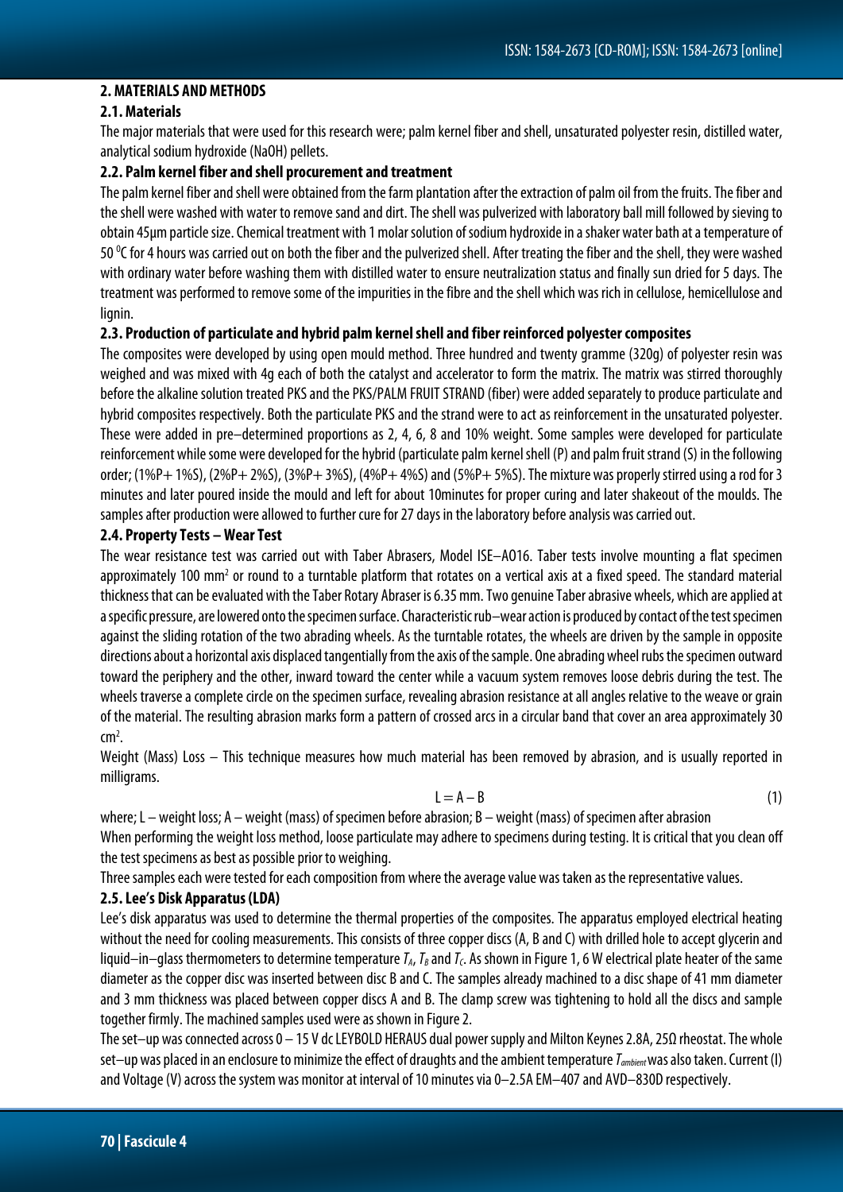## 2. MATERIALS AND METHODS

### 2.1. Materials

The major materials that were used for this research were; palm kernel fiber and shell, unsaturated polyester resin, distilled water, analytical sodium hydroxide (NaOH) pellets.

### 2.2. Palm kernel fiber and shell procurement and treatment

The palm kernel fiber and shell were obtained from the farm plantation after the extraction of palm oil from the fruits. The fiber and the shell were washed with water to remove sand and dirt. The shell was pulverized with laboratory ball mill followed by sieving to obtain 45μm particle size. Chemical treatment with 1 molar solution of sodium hydroxide in a shaker water bath at a temperature of 50 $^0$C for 4 hours was carried out on both the fiber and the pulverized shell. After treating the fiber and the shell, they were washed with ordinary water before washing them with distilled water to ensure neutralization status and finally sun dried for 5 days. The treatment was performed to remove some of the impurities in the fibre and the shell which was rich in cellulose, hemicellulose and lignin.

### 2.3. Production of particulate and hybrid palm kernel shell and fiber reinforced polyester composites

The composites were developed by using open mould method. Three hundred and twenty gramme (320g) of polyester resin was weighed and was mixed with 4g each of both the catalyst and accelerator to form the matrix. The matrix was stirred thoroughly before the alkaline solution treated PKS and the PKS/PALM FRUIT STRAND (fiber) were added separately to produce particulate and hybrid composites respectively. Both the particulate PKS and the strand were to act as reinforcement in the unsaturated polyester. These were added in pre–determined proportions as 2, 4, 6, 8 and 10% weight. Some samples were developed for particulate reinforcement while some were developed for the hybrid (particulate palm kernel shell (P) and palm fruit strand (S) in the following order; (1%P+ 1%S), (2%P+ 2%S), (3%P+ 3%S), (4%P+ 4%S) and (5%P+ 5%S). The mixture was properly stirred using a rod for 3 minutes and later poured inside the mould and left for about 10minutes for proper curing and later shakeout of the moulds. The samples after production were allowed to further cure for 27 days in the laboratory before analysis was carried out.

### 2.4. Property Tests – Wear Test

The wear resistance test was carried out with Taber Abrasers, Model ISE–A016. Taber tests involve mounting a flat specimen approximately 100 mm$^2$ or round to a turntable platform that rotates on a vertical axis at a fixed speed. The standard material thickness that can be evaluated with the Taber Rotary Abraser is 6.35 mm. Two genuine Taber abrasive wheels, which are applied at a specific pressure, are lowered onto the specimen surface. Characteristic rub–wear action is produced by contact of the test specimen against the sliding rotation of the two abrading wheels. As the turntable rotates, the wheels are driven by the sample in opposite directions about a horizontal axis displaced tangentially from the axis of the sample. One abrading wheel rubs the specimen outward toward the periphery and the other, inward toward the center while a vacuum system removes loose debris during the test. The wheels traverse a complete circle on the specimen surface, revealing abrasion resistance at all angles relative to the weave or grain of the material. The resulting abrasion marks form a pattern of crossed arcs in a circular band that cover an area approximately 30 cm$^2$.

Weight (Mass) Loss – This technique measures how much material has been removed by abrasion, and is usually reported in milligrams.

$$L = A - B \tag{1}$$

where; L – weight loss; A – weight (mass) of specimen before abrasion; B – weight (mass) of specimen after abrasion

When performing the weight loss method, loose particulate may adhere to specimens during testing. It is critical that you clean off the test specimens as best as possible prior to weighing.

Three samples each were tested for each composition from where the average value was taken as the representative values.

### 2.5. Lee's Disk Apparatus (LDA)

Lee's disk apparatus was used to determine the thermal properties of the composites. The apparatus employed electrical heating without the need for cooling measurements. This consists of three copper discs (A, B and C) with drilled hole to accept glycerin and liquid–in–glass thermometers to determine temperature $T_A$, $T_B$ and $T_C$. As shown in Figure 1, 6 W electrical plate heater of the same diameter as the copper disc was inserted between disc B and C. The samples already machined to a disc shape of 41 mm diameter and 3 mm thickness was placed between copper discs A and B. The clamp screw was tightening to hold all the discs and sample together firmly. The machined samples used were as shown in Figure 2.

The set–up was connected across 0 – 15 V dc LEYBOLD HERAUS dual power supply and Milton Keynes 2.8A, 25Ω rheostat. The whole set–up was placed in an enclosure to minimize the effect of draughts and the ambient temperature $T_{ambient}$ was also taken. Current (I) and Voltage (V) across the system was monitor at interval of 10 minutes via 0–2.5A EM–407 and AVD–830D respectively.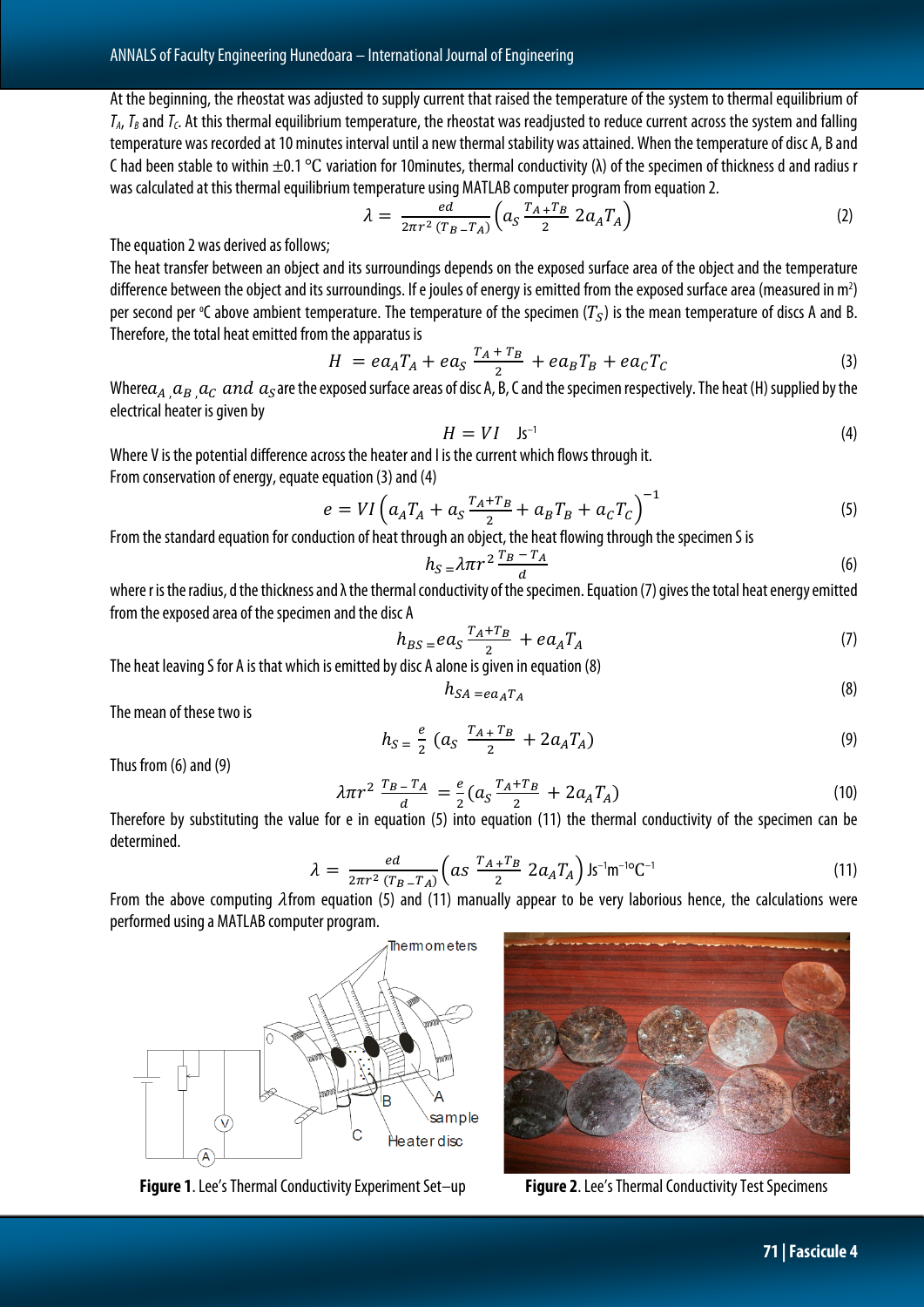At the beginning, the rheostat was adjusted to supply current that raised the temperature of the system to thermal equilibrium of $T_A$, $T_B$ and $T_C$. At this thermal equilibrium temperature, the rheostat was readjusted to reduce current across the system and falling temperature was recorded at 10 minutes interval until a new thermal stability was attained. When the temperature of disc A, B and C had been stable to within ±0.1 °C variation for 10minutes, thermal conductivity (λ) of the specimen of thickness d and radius r was calculated at this thermal equilibrium temperature using MATLAB computer program from equation 2.

$$\lambda = \frac{ed}{2\pi r^2 (T_B - T_A)}\left(a_S \frac{T_A + T_B}{2}\ 2a_A T_A\right) \tag{2}$$

The equation 2 was derived as follows;

The heat transfer between an object and its surroundings depends on the exposed surface area of the object and the temperature difference between the object and its surroundings. If e joules of energy is emitted from the exposed surface area (measured in m²) per second per °C above ambient temperature. The temperature of the specimen ($T_S$) is the mean temperature of discs A and B. Therefore, the total heat emitted from the apparatus is

$$H = ea_A T_A + ea_S \frac{T_A + T_B}{2} + ea_B T_B + ea_C T_C \tag{3}$$

Where $a_A$, $a_B$, $a_C$ and $a_S$ are the exposed surface areas of disc A, B, C and the specimen respectively. The heat (H) supplied by the electrical heater is given by

$$H = VI \quad \text{Js}^{-1} \tag{4}$$

Where V is the potential difference across the heater and I is the current which flows through it.

From conservation of energy, equate equation (3) and (4)

$$e = VI\left(a_A T_A + a_S \frac{T_A + T_B}{2} + a_B T_B + a_C T_C\right)^{-1} \tag{5}$$

From the standard equation for conduction of heat through an object, the heat flowing through the specimen S is

$$h_S = \lambda \pi r^2 \frac{T_B - T_A}{d} \tag{6}$$

where r is the radius, d the thickness and λ the thermal conductivity of the specimen. Equation (7) gives the total heat energy emitted from the exposed area of the specimen and the disc A

$$h_{BS} = ea_S \frac{T_A + T_B}{2} + ea_A T_A \tag{7}$$

The heat leaving S for A is that which is emitted by disc A alone is given in equation (8)

$$h_{SA} = ea_A T_A \tag{8}$$

The mean of these two is

$$h_S = \frac{e}{2}\left(a_S \frac{T_A + T_B}{2} + 2a_A T_A\right) \tag{9}$$

Thus from (6) and (9)

$$\lambda \pi r^2 \frac{T_B - T_A}{d} = \frac{e}{2}\left(a_S \frac{T_A + T_B}{2} + 2a_A T_A\right) \tag{10}$$

Therefore by substituting the value for e in equation (5) into equation (11) the thermal conductivity of the specimen can be determined.

$$\lambda = \frac{ed}{2\pi r^2 (T_B - T_A)}\left(as \frac{T_A + T_B}{2}\ 2a_A T_A\right) \text{Js}^{-1}\text{m}^{-1}{}^{\circ}\text{C}^{-1} \tag{11}$$

From the above computing $\lambda$ from equation (5) and (11) manually appear to be very laborious hence, the calculations were performed using a MATLAB computer program.

**Figure 1**. Lee's Thermal Conductivity Experiment Set–up

**Figure 2**. Lee's Thermal Conductivity Test Specimens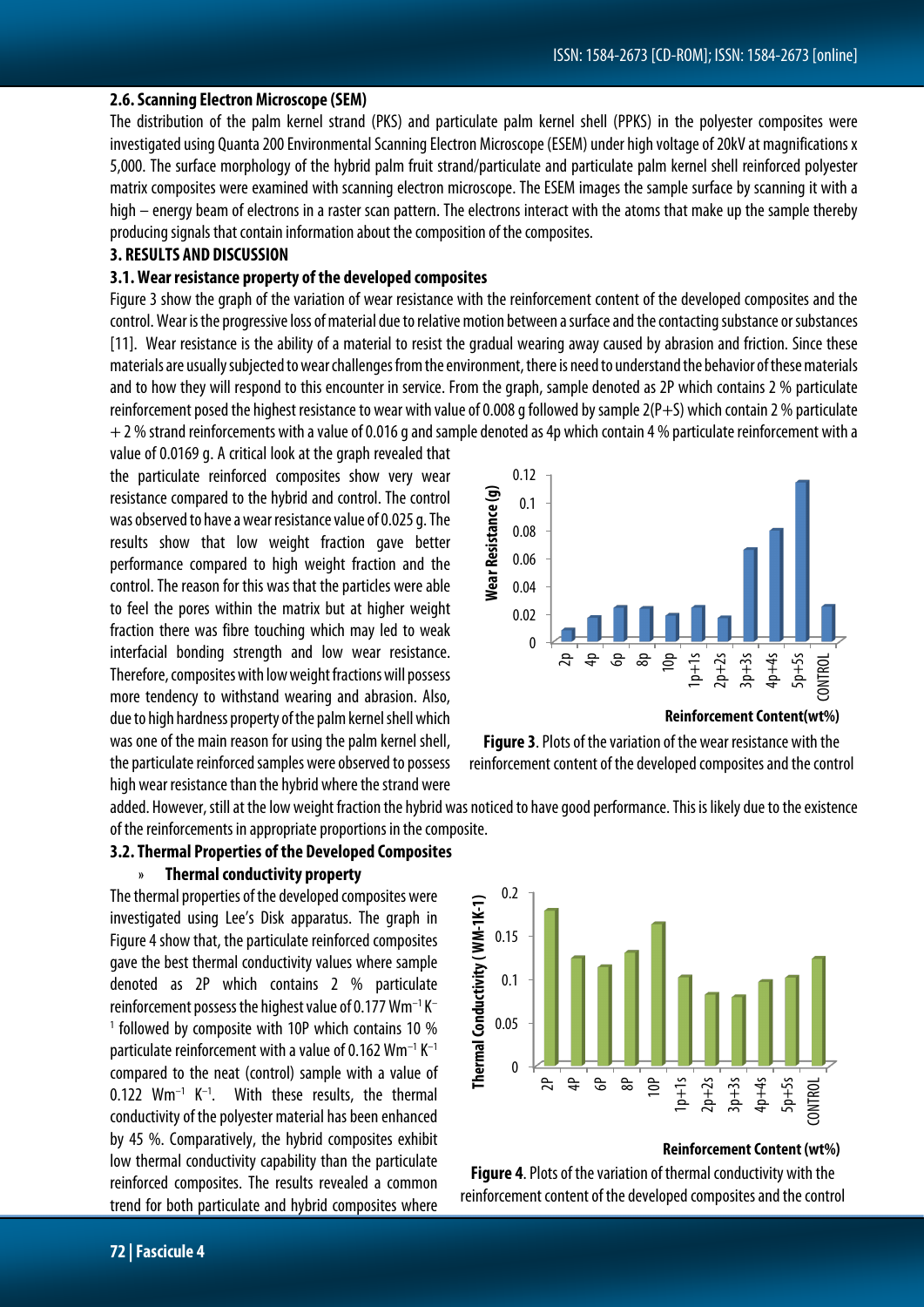### 2.6. Scanning Electron Microscope (SEM)

The distribution of the palm kernel strand (PKS) and particulate palm kernel shell (PPKS) in the polyester composites were investigated using Quanta 200 Environmental Scanning Electron Microscope (ESEM) under high voltage of 20kV at magnifications x 5,000. The surface morphology of the hybrid palm fruit strand/particulate and particulate palm kernel shell reinforced polyester matrix composites were examined with scanning electron microscope. The ESEM images the sample surface by scanning it with a high – energy beam of electrons in a raster scan pattern. The electrons interact with the atoms that make up the sample thereby producing signals that contain information about the composition of the composites.

## 3. RESULTS AND DISCUSSION

### 3.1. Wear resistance property of the developed composites

Figure 3 show the graph of the variation of wear resistance with the reinforcement content of the developed composites and the control. Wear is the progressive loss of material due to relative motion between a surface and the contacting substance or substances [11]. Wear resistance is the ability of a material to resist the gradual wearing away caused by abrasion and friction. Since these materials are usually subjected to wear challenges from the environment, there is need to understand the behavior of these materials and to how they will respond to this encounter in service. From the graph, sample denoted as 2P which contains 2 % particulate reinforcement posed the highest resistance to wear with value of 0.008 g followed by sample 2(P+S) which contain 2 % particulate + 2 % strand reinforcements with a value of 0.016 g and sample denoted as 4p which contain 4 % particulate reinforcement with a value of 0.0169 g. A critical look at the graph revealed that the particulate reinforced composites show very wear resistance compared to the hybrid and control. The control was observed to have a wear resistance value of 0.025 g. The results show that low weight fraction gave better performance compared to high weight fraction and the control. The reason for this was that the particles were able to feel the pores within the matrix but at higher weight fraction there was fibre touching which may led to weak interfacial bonding strength and low wear resistance. Therefore, composites with low weight fractions will possess more tendency to withstand wearing and abrasion. Also, due to high hardness property of the palm kernel shell which was one of the main reason for using the palm kernel shell, the particulate reinforced samples were observed to possess high wear resistance than the hybrid where the strand were added. However, still at the low weight fraction the hybrid was noticed to have good performance. This is likely due to the existence of the reinforcements in appropriate proportions in the composite.

**Figure 3**. Plots of the variation of the wear resistance with the reinforcement content of the developed composites and the control

### 3.2. Thermal Properties of the Developed Composites

» **Thermal conductivity property**

The thermal properties of the developed composites were investigated using Lee's Disk apparatus. The graph in Figure 4 show that, the particulate reinforced composites gave the best thermal conductivity values where sample denoted as 2P which contains 2 % particulate reinforcement possess the highest value of 0.177 $Wm^{-1} K^{-1}$ followed by composite with 10P which contains 10 % particulate reinforcement with a value of 0.162 $Wm^{-1} K^{-1}$ compared to the neat (control) sample with a value of 0.122 $Wm^{-1} K^{-1}$. With these results, the thermal conductivity of the polyester material has been enhanced by 45 %. Comparatively, the hybrid composites exhibit low thermal conductivity capability than the particulate reinforced composites. The results revealed a common trend for both particulate and hybrid composites where

**Figure 4**. Plots of the variation of thermal conductivity with the reinforcement content of the developed composites and the control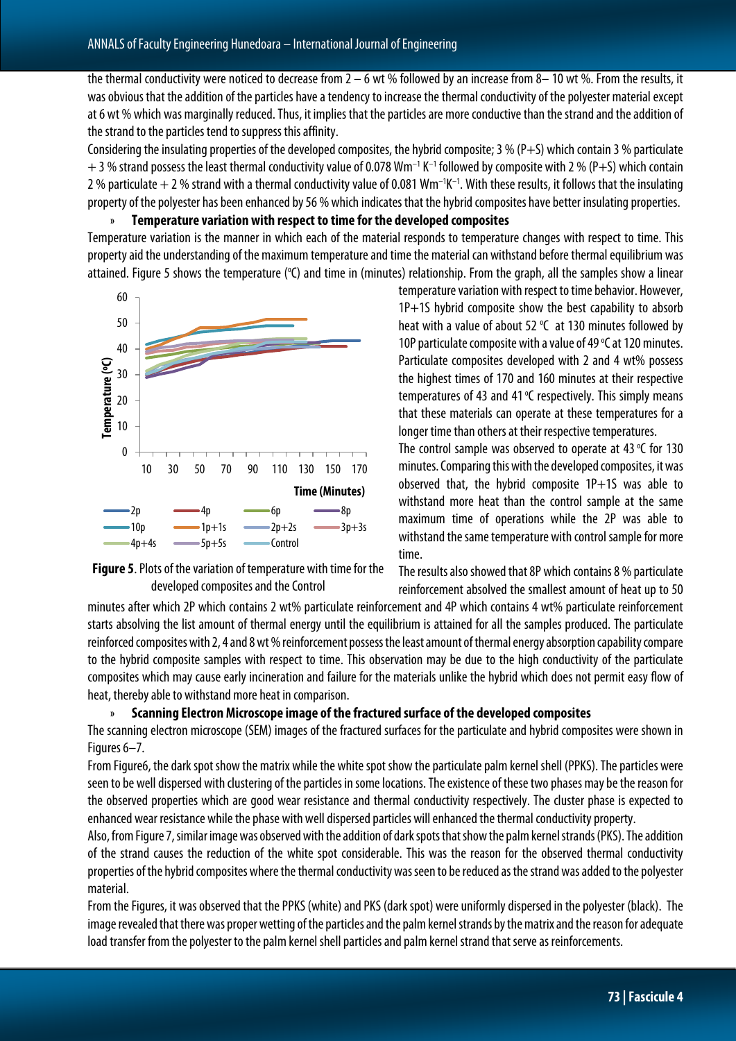the thermal conductivity were noticed to decrease from 2 – 6 wt % followed by an increase from 8– 10 wt %. From the results, it was obvious that the addition of the particles have a tendency to increase the thermal conductivity of the polyester material except at 6 wt % which was marginally reduced. Thus, it implies that the particles are more conductive than the strand and the addition of the strand to the particles tend to suppress this affinity.

Considering the insulating properties of the developed composites, the hybrid composite; 3 % (P+S) which contain 3 % particulate + 3 % strand possess the least thermal conductivity value of 0.078 $Wm^{-1} K^{-1}$ followed by composite with 2 % (P+S) which contain 2 % particulate + 2 % strand with a thermal conductivity value of 0.081 $Wm^{-1}K^{-1}$. With these results, it follows that the insulating property of the polyester has been enhanced by 56 % which indicates that the hybrid composites have better insulating properties.

### » Temperature variation with respect to time for the developed composites

Temperature variation is the manner in which each of the material responds to temperature changes with respect to time. This property aid the understanding of the maximum temperature and time the material can withstand before thermal equilibrium was attained. Figure 5 shows the temperature (°C) and time in (minutes) relationship. From the graph, all the samples show a linear temperature variation with respect to time behavior. However, 1P+1S hybrid composite show the best capability to absorb heat with a value of about 52 °C at 130 minutes followed by 10P particulate composite with a value of 49 °C at 120 minutes. Particulate composites developed with 2 and 4 wt% possess the highest times of 170 and 160 minutes at their respective temperatures of 43 and 41 °C respectively. This simply means that these materials can operate at these temperatures for a longer time than others at their respective temperatures.

The control sample was observed to operate at 43 °C for 130 minutes. Comparing this with the developed composites, it was observed that, the hybrid composite 1P+1S was able to withstand more heat than the control sample at the same maximum time of operations while the 2P was able to withstand the same temperature with control sample for more time.

**Figure 5**. Plots of the variation of temperature with time for the developed composites and the Control

The results also showed that 8P which contains 8 % particulate reinforcement absolved the smallest amount of heat up to 50 minutes after which 2P which contains 2 wt% particulate reinforcement and 4P which contains 4 wt% particulate reinforcement starts absolving the list amount of thermal energy until the equilibrium is attained for all the samples produced. The particulate reinforced composites with 2, 4 and 8 wt % reinforcement possess the least amount of thermal energy absorption capability compare to the hybrid composite samples with respect to time. This observation may be due to the high conductivity of the particulate composites which may cause early incineration and failure for the materials unlike the hybrid which does not permit easy flow of heat, thereby able to withstand more heat in comparison.

### » Scanning Electron Microscope image of the fractured surface of the developed composites

The scanning electron microscope (SEM) images of the fractured surfaces for the particulate and hybrid composites were shown in Figures 6–7.

From Figure6, the dark spot show the matrix while the white spot show the particulate palm kernel shell (PPKS). The particles were seen to be well dispersed with clustering of the particles in some locations. The existence of these two phases may be the reason for the observed properties which are good wear resistance and thermal conductivity respectively. The cluster phase is expected to enhanced wear resistance while the phase with well dispersed particles will enhanced the thermal conductivity property.

Also, from Figure 7, similar image was observed with the addition of dark spots that show the palm kernel strands (PKS). The addition of the strand causes the reduction of the white spot considerable. This was the reason for the observed thermal conductivity properties of the hybrid composites where the thermal conductivity was seen to be reduced as the strand was added to the polyester material.

From the Figures, it was observed that the PPKS (white) and PKS (dark spot) were uniformly dispersed in the polyester (black). The image revealed that there was proper wetting of the particles and the palm kernel strands by the matrix and the reason for adequate load transfer from the polyester to the palm kernel shell particles and palm kernel strand that serve as reinforcements.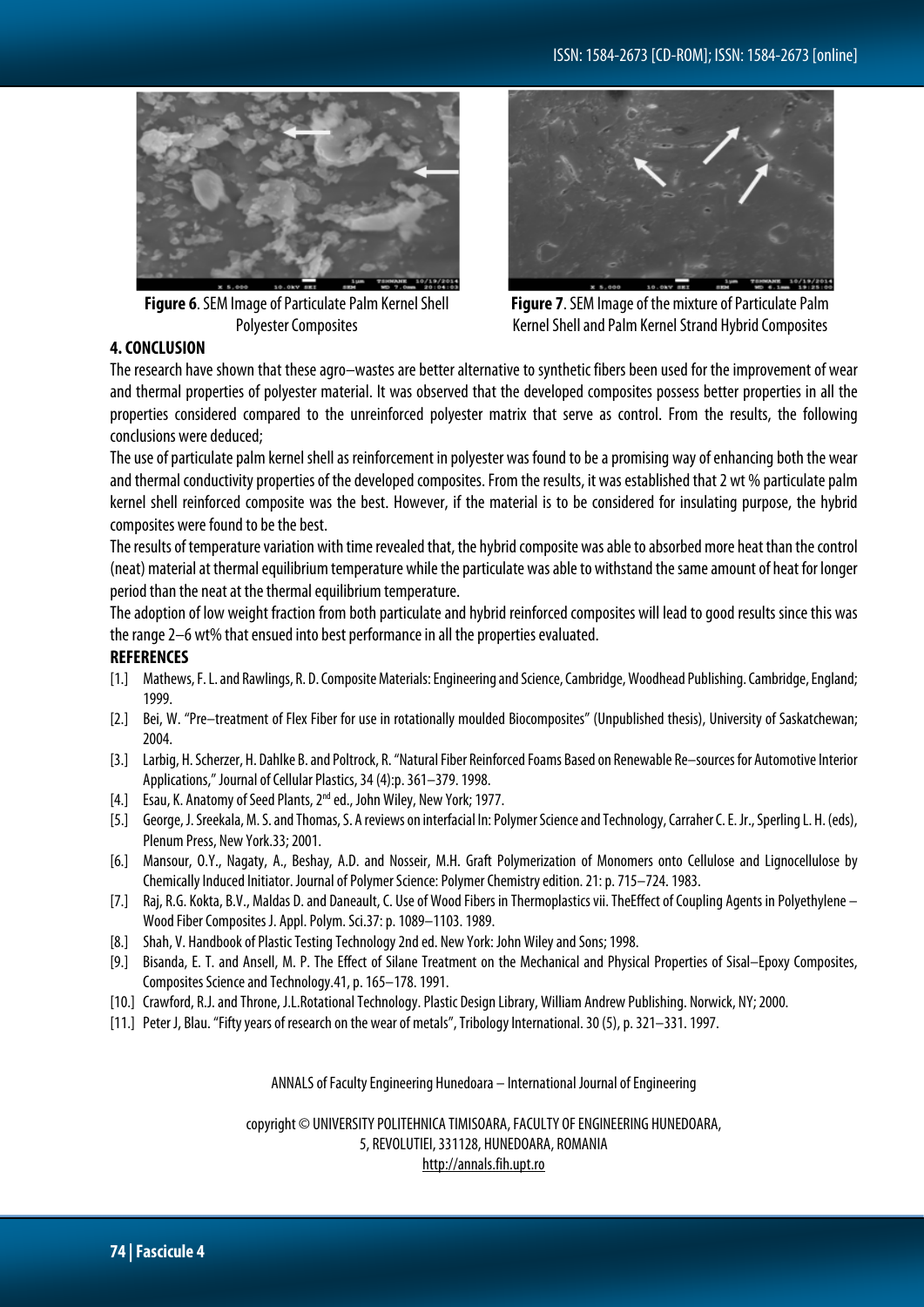**Figure 6**. SEM Image of Particulate Palm Kernel Shell Polyester Composites

**Figure 7**. SEM Image of the mixture of Particulate Palm Kernel Shell and Palm Kernel Strand Hybrid Composites

## 4. CONCLUSION

The research have shown that these agro–wastes are better alternative to synthetic fibers been used for the improvement of wear and thermal properties of polyester material. It was observed that the developed composites possess better properties in all the properties considered compared to the unreinforced polyester matrix that serve as control. From the results, the following conclusions were deduced;

The use of particulate palm kernel shell as reinforcement in polyester was found to be a promising way of enhancing both the wear and thermal conductivity properties of the developed composites. From the results, it was established that 2 wt % particulate palm kernel shell reinforced composite was the best. However, if the material is to be considered for insulating purpose, the hybrid composites were found to be the best.

The results of temperature variation with time revealed that, the hybrid composite was able to absorbed more heat than the control (neat) material at thermal equilibrium temperature while the particulate was able to withstand the same amount of heat for longer period than the neat at the thermal equilibrium temperature.

The adoption of low weight fraction from both particulate and hybrid reinforced composites will lead to good results since this was the range 2–6 wt% that ensued into best performance in all the properties evaluated.

## REFERENCES

[1.] Mathews, F. L. and Rawlings, R. D. Composite Materials: Engineering and Science, Cambridge, Woodhead Publishing. Cambridge, England; 1999.

[2.] Bei, W. "Pre–treatment of Flex Fiber for use in rotationally moulded Biocomposites" (Unpublished thesis), University of Saskatchewan; 2004.

[3.] Larbig, H. Scherzer, H. Dahlke B. and Poltrock, R. "Natural Fiber Reinforced Foams Based on Renewable Re–sources for Automotive Interior Applications," Journal of Cellular Plastics, 34 (4):p. 361–379. 1998.

[4.] Esau, K. Anatomy of Seed Plants, 2nd ed., John Wiley, New York; 1977.

[5.] George, J. Sreekala, M. S. and Thomas, S. A reviews on interfacial In: Polymer Science and Technology, Carraher C. E. Jr., Sperling L. H. (eds), Plenum Press, New York.33; 2001.

[6.] Mansour, O.Y., Nagaty, A., Beshay, A.D. and Nosseir, M.H. Graft Polymerization of Monomers onto Cellulose and Lignocellulose by Chemically Induced Initiator. Journal of Polymer Science: Polymer Chemistry edition. 21: p. 715–724. 1983.

[7.] Raj, R.G. Kokta, B.V., Maldas D. and Daneault, C. Use of Wood Fibers in Thermoplastics vii. TheEffect of Coupling Agents in Polyethylene – Wood Fiber Composites J. Appl. Polym. Sci.37: p. 1089–1103. 1989.

[8.] Shah, V. Handbook of Plastic Testing Technology 2nd ed. New York: John Wiley and Sons; 1998.

[9.] Bisanda, E. T. and Ansell, M. P. The Effect of Silane Treatment on the Mechanical and Physical Properties of Sisal–Epoxy Composites, Composites Science and Technology.41, p. 165–178. 1991.

[10.] Crawford, R.J. and Throne, J.L.Rotational Technology. Plastic Design Library, William Andrew Publishing. Norwick, NY; 2000.

[11.] Peter J, Blau. "Fifty years of research on the wear of metals", Tribology International. 30 (5), p. 321–331. 1997.

ANNALS of Faculty Engineering Hunedoara – International Journal of Engineering

copyright © UNIVERSITY POLITEHNICA TIMISOARA, FACULTY OF ENGINEERING HUNEDOARA, 5, REVOLUTIEI, 331128, HUNEDOARA, ROMANIA
http://annals.fih.upt.ro